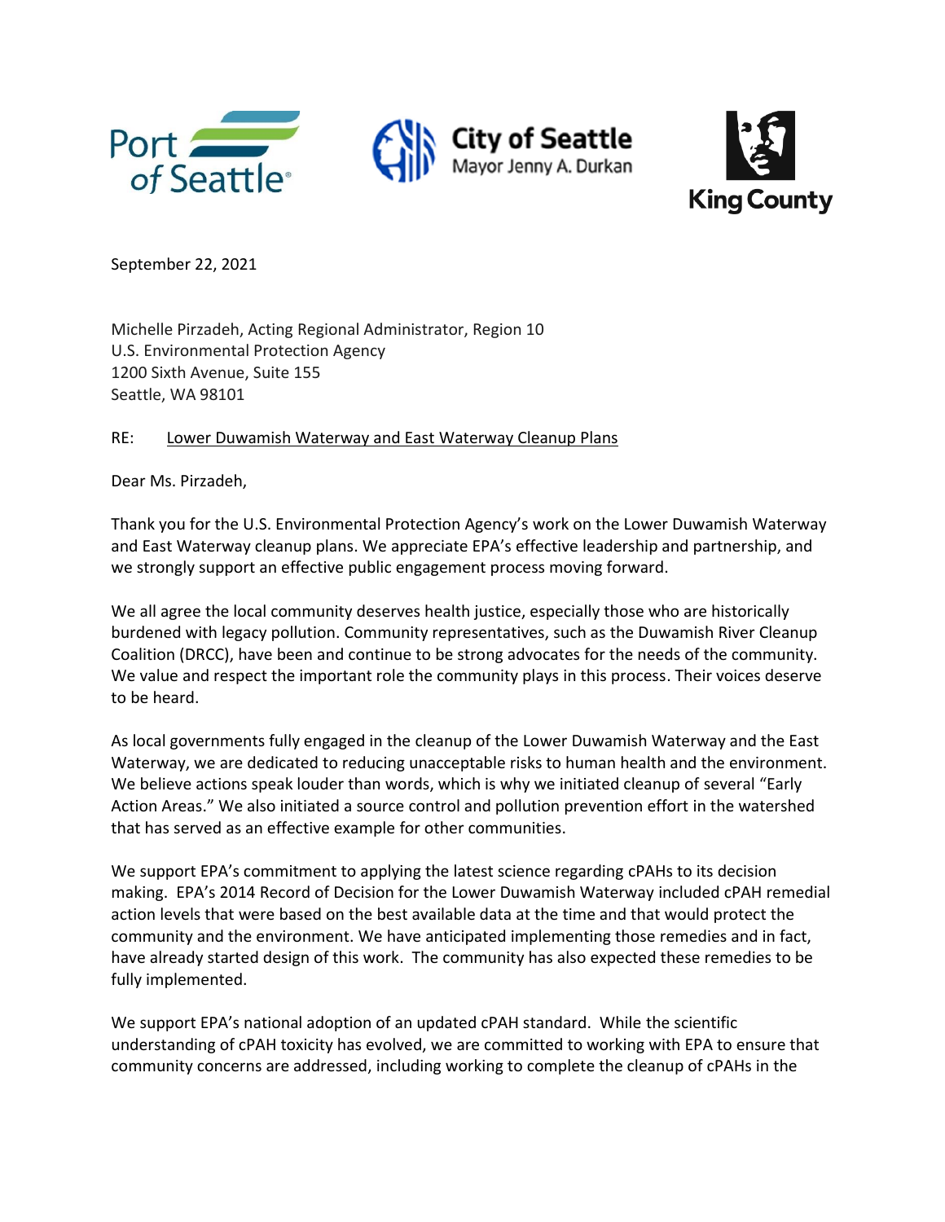Port of Seattle

City of Seattle
Mayor Jenny A. Durkan

King County

September 22, 2021

Michelle Pirzadeh, Acting Regional Administrator, Region 10
U.S. Environmental Protection Agency
1200 Sixth Avenue, Suite 155
Seattle, WA 98101

RE: Lower Duwamish Waterway and East Waterway Cleanup Plans

Dear Ms. Pirzadeh,

Thank you for the U.S. Environmental Protection Agency's work on the Lower Duwamish Waterway and East Waterway cleanup plans. We appreciate EPA's effective leadership and partnership, and we strongly support an effective public engagement process moving forward.

We all agree the local community deserves health justice, especially those who are historically burdened with legacy pollution. Community representatives, such as the Duwamish River Cleanup Coalition (DRCC), have been and continue to be strong advocates for the needs of the community. We value and respect the important role the community plays in this process. Their voices deserve to be heard.

As local governments fully engaged in the cleanup of the Lower Duwamish Waterway and the East Waterway, we are dedicated to reducing unacceptable risks to human health and the environment. We believe actions speak louder than words, which is why we initiated cleanup of several "Early Action Areas." We also initiated a source control and pollution prevention effort in the watershed that has served as an effective example for other communities.

We support EPA's commitment to applying the latest science regarding cPAHs to its decision making. EPA's 2014 Record of Decision for the Lower Duwamish Waterway included cPAH remedial action levels that were based on the best available data at the time and that would protect the community and the environment. We have anticipated implementing those remedies and in fact, have already started design of this work. The community has also expected these remedies to be fully implemented.

We support EPA's national adoption of an updated cPAH standard. While the scientific understanding of cPAH toxicity has evolved, we are committed to working with EPA to ensure that community concerns are addressed, including working to complete the cleanup of cPAHs in the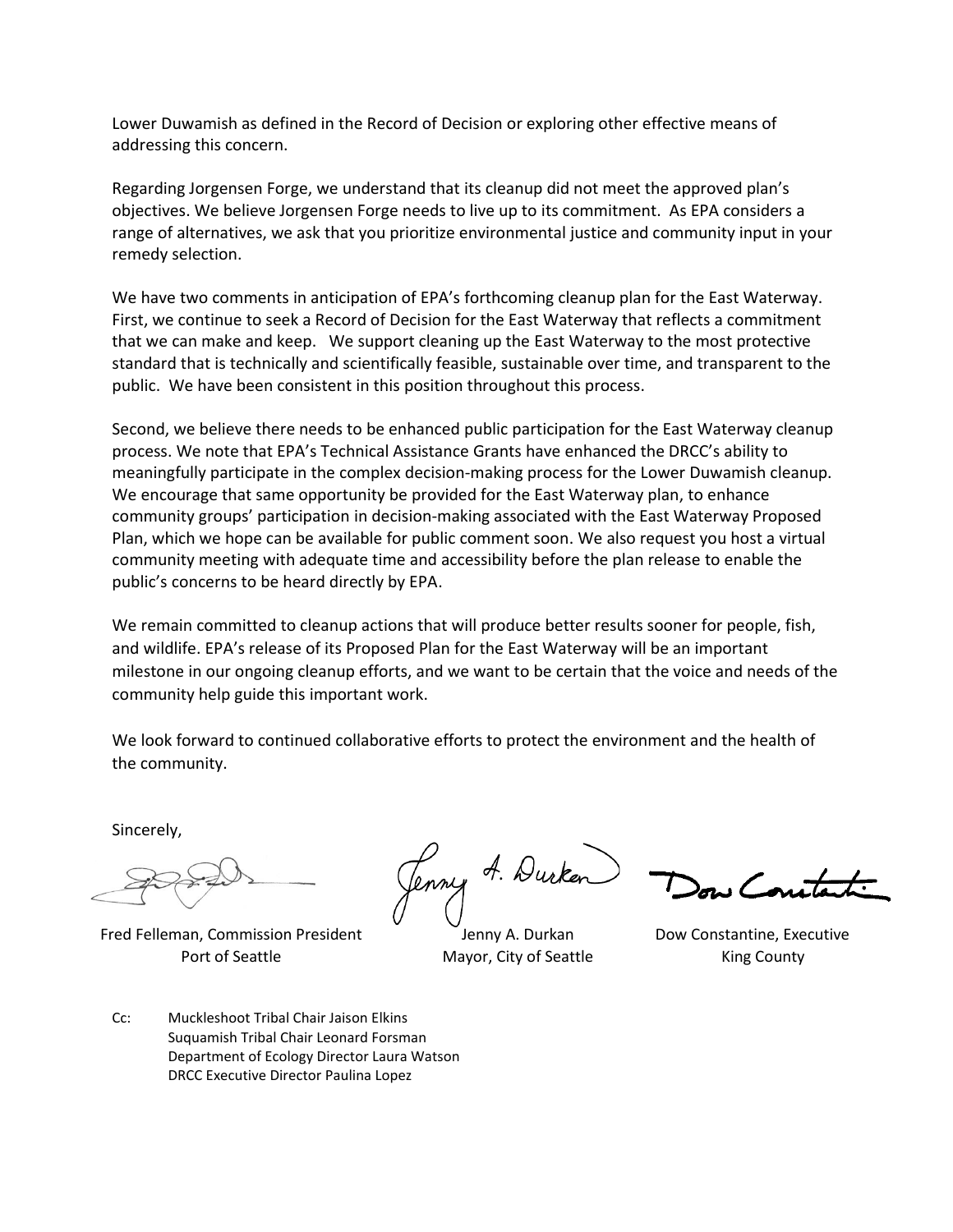Lower Duwamish as defined in the Record of Decision or exploring other effective means of addressing this concern.

Regarding Jorgensen Forge, we understand that its cleanup did not meet the approved plan's objectives. We believe Jorgensen Forge needs to live up to its commitment. As EPA considers a range of alternatives, we ask that you prioritize environmental justice and community input in your remedy selection.

We have two comments in anticipation of EPA's forthcoming cleanup plan for the East Waterway. First, we continue to seek a Record of Decision for the East Waterway that reflects a commitment that we can make and keep. We support cleaning up the East Waterway to the most protective standard that is technically and scientifically feasible, sustainable over time, and transparent to the public. We have been consistent in this position throughout this process.

Second, we believe there needs to be enhanced public participation for the East Waterway cleanup process. We note that EPA's Technical Assistance Grants have enhanced the DRCC's ability to meaningfully participate in the complex decision-making process for the Lower Duwamish cleanup. We encourage that same opportunity be provided for the East Waterway plan, to enhance community groups' participation in decision-making associated with the East Waterway Proposed Plan, which we hope can be available for public comment soon. We also request you host a virtual community meeting with adequate time and accessibility before the plan release to enable the public's concerns to be heard directly by EPA.

We remain committed to cleanup actions that will produce better results sooner for people, fish, and wildlife. EPA's release of its Proposed Plan for the East Waterway will be an important milestone in our ongoing cleanup efforts, and we want to be certain that the voice and needs of the community help guide this important work.

We look forward to continued collaborative efforts to protect the environment and the health of the community.

Sincerely,

Fred Felleman, Commission President
Port of Seattle

Jenny A. Durkan
Mayor, City of Seattle

Dow Constantine, Executive
King County

Cc: Muckleshoot Tribal Chair Jaison Elkins
Suquamish Tribal Chair Leonard Forsman
Department of Ecology Director Laura Watson
DRCC Executive Director Paulina Lopez